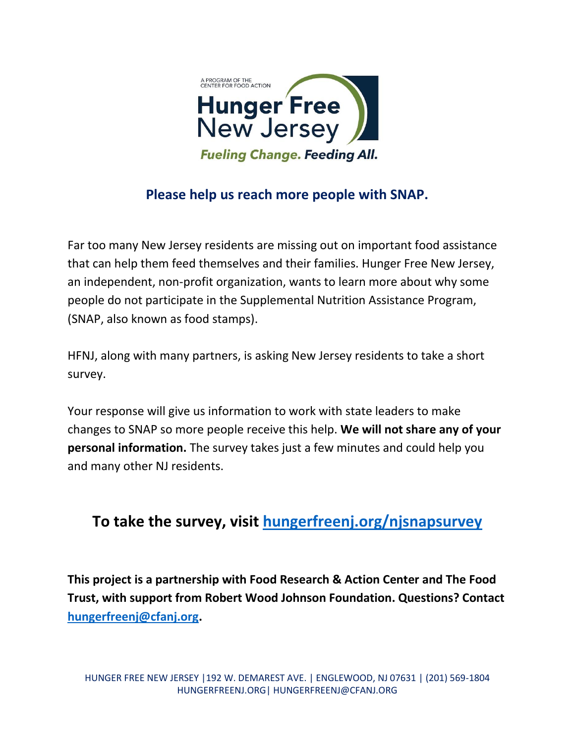A PROGRAM OF THE CENTER FOR FOOD ACTION

# Hunger Free New Jersey

*Fueling Change. Feeding All.*

## Please help us reach more people with SNAP.

Far too many New Jersey residents are missing out on important food assistance that can help them feed themselves and their families. Hunger Free New Jersey, an independent, non-profit organization, wants to learn more about why some people do not participate in the Supplemental Nutrition Assistance Program, (SNAP, also known as food stamps).

HFNJ, along with many partners, is asking New Jersey residents to take a short survey.

Your response will give us information to work with state leaders to make changes to SNAP so more people receive this help. **We will not share any of your personal information.** The survey takes just a few minutes and could help you and many other NJ residents.

## To take the survey, visit [hungerfreenj.org/njsnapsurvey](hungerfreenj.org/njsnapsurvey)

**This project is a partnership with Food Research & Action Center and The Food Trust, with support from Robert Wood Johnson Foundation. Questions? Contact [hungerfreenj@cfanj.org](mailto:hungerfreenj@cfanj.org).**

HUNGER FREE NEW JERSEY |192 W. DEMAREST AVE. | ENGLEWOOD, NJ 07631 | (201) 569-1804
HUNGERFREENJ.ORG| HUNGERFREENJ@CFANJ.ORG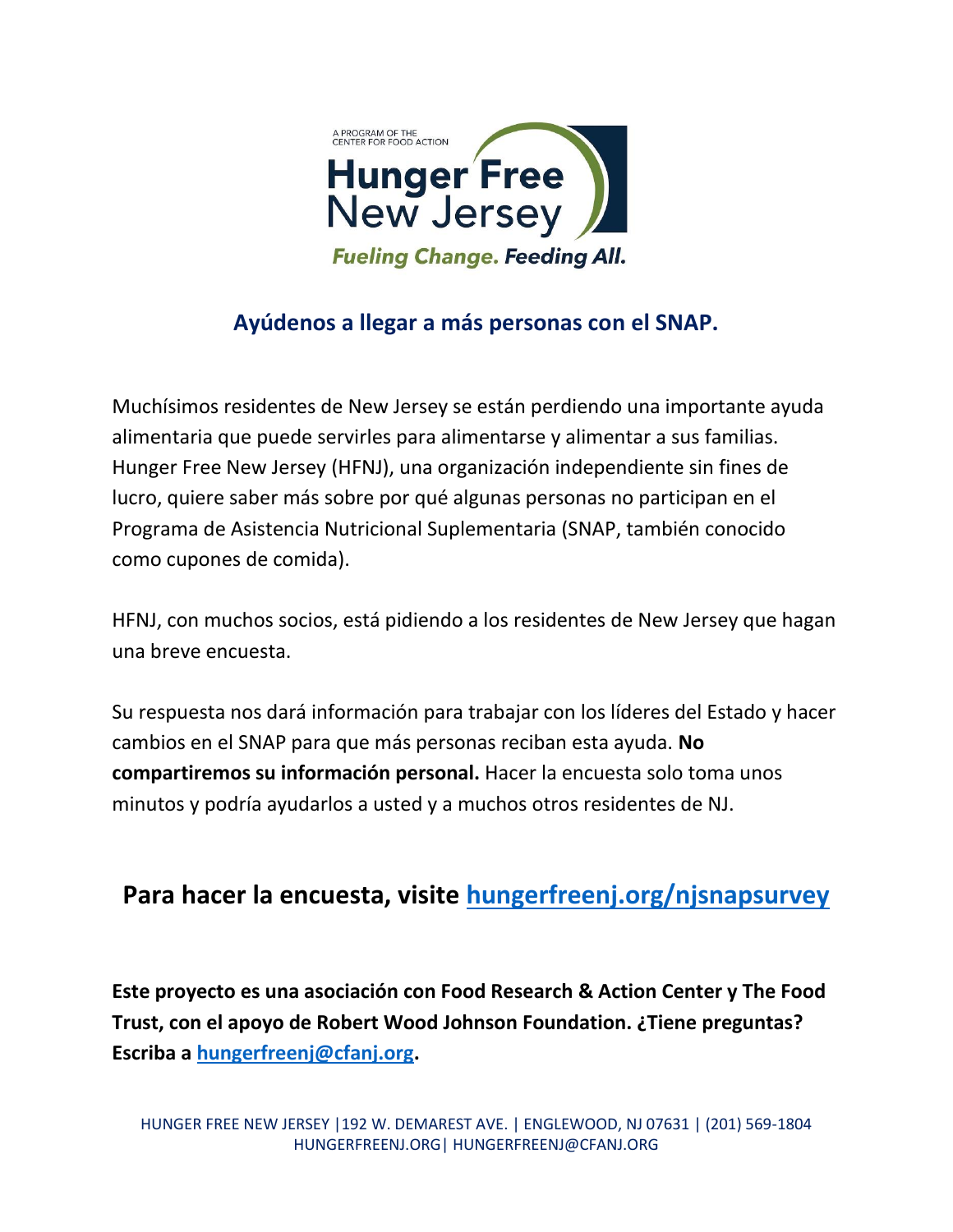A PROGRAM OF THE CENTER FOR FOOD ACTION

**Hunger Free New Jersey**

***Fueling Change. Feeding All.***

## Ayúdenos a llegar a más personas con el SNAP.

Muchísimos residentes de New Jersey se están perdiendo una importante ayuda alimentaria que puede servirles para alimentarse y alimentar a sus familias. Hunger Free New Jersey (HFNJ), una organización independiente sin fines de lucro, quiere saber más sobre por qué algunas personas no participan en el Programa de Asistencia Nutricional Suplementaria (SNAP, también conocido como cupones de comida).

HFNJ, con muchos socios, está pidiendo a los residentes de New Jersey que hagan una breve encuesta.

Su respuesta nos dará información para trabajar con los líderes del Estado y hacer cambios en el SNAP para que más personas reciban esta ayuda. **No compartiremos su información personal.** Hacer la encuesta solo toma unos minutos y podría ayudarlos a usted y a muchos otros residentes de NJ.

## Para hacer la encuesta, visite [hungerfreenj.org/njsnapsurvey](hungerfreenj.org/njsnapsurvey)

**Este proyecto es una asociación con Food Research & Action Center y The Food Trust, con el apoyo de Robert Wood Johnson Foundation. ¿Tiene preguntas? Escriba a [hungerfreenj@cfanj.org](mailto:hungerfreenj@cfanj.org).**

HUNGER FREE NEW JERSEY | 192 W. DEMAREST AVE. | ENGLEWOOD, NJ 07631 | (201) 569-1804
HUNGERFREENJ.ORG | HUNGERFREENJ@CFANJ.ORG